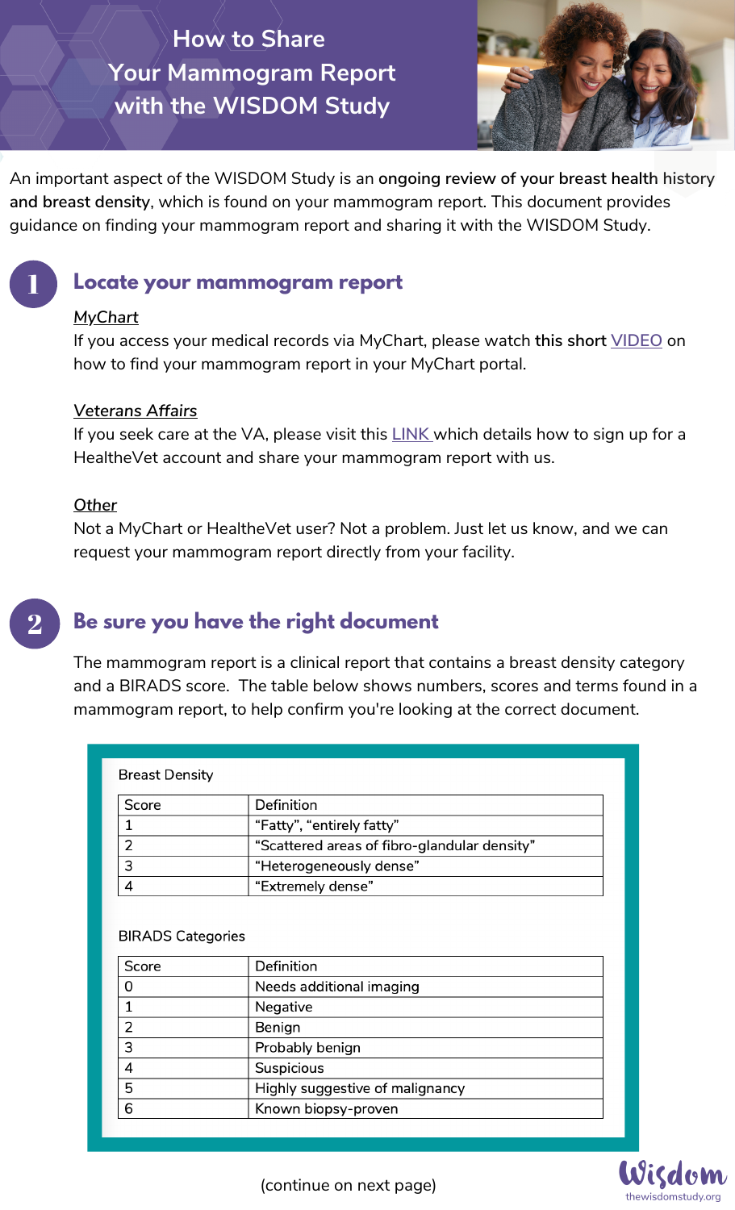# How to Share Your Mammogram Report with the WISDOM Study

An important aspect of the WISDOM Study is an **ongoing review of your breast health history and breast density**, which is found on your mammogram report. This document provides guidance on finding your mammogram report and sharing it with the WISDOM Study.

## 1 Locate your mammogram report

*MyChart*

If you access your medical records via MyChart, please watch **this short** VIDEO on how to find your mammogram report in your MyChart portal.

*Veterans Affairs*

If you seek care at the VA, please visit this LINK which details how to sign up for a HealtheVet account and share your mammogram report with us.

*Other*

Not a MyChart or HealtheVet user? Not a problem. Just let us know, and we can request your mammogram report directly from your facility.

## 2 Be sure you have the right document

The mammogram report is a clinical report that contains a breast density category and a BIRADS score. The table below shows numbers, scores and terms found in a mammogram report, to help confirm you're looking at the correct document.

Breast Density

| Score | Definition |
|---|---|
| 1 | "Fatty", "entirely fatty" |
| 2 | "Scattered areas of fibro-glandular density" |
| 3 | "Heterogeneously dense" |
| 4 | "Extremely dense" |

BIRADS Categories

| Score | Definition |
|---|---|
| 0 | Needs additional imaging |
| 1 | Negative |
| 2 | Benign |
| 3 | Probably benign |
| 4 | Suspicious |
| 5 | Highly suggestive of malignancy |
| 6 | Known biopsy-proven |

(continue on next page)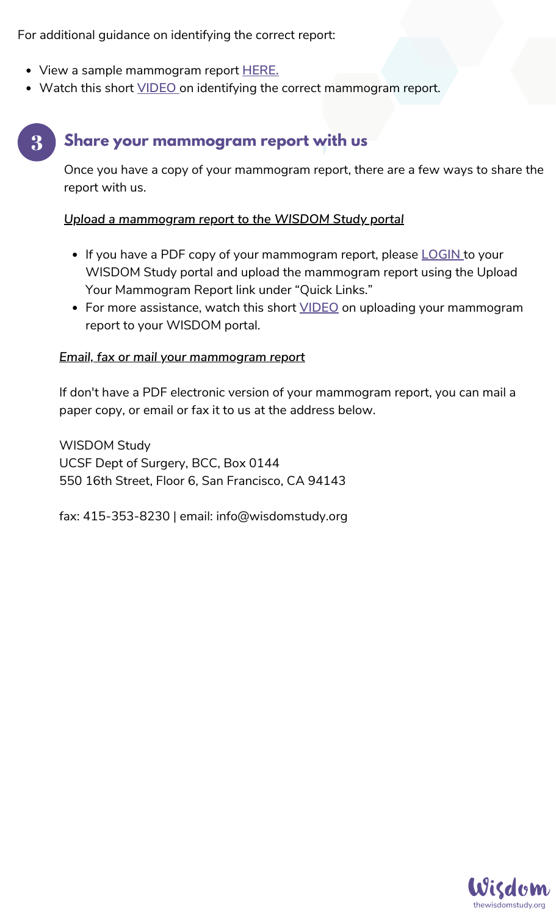For additional guidance on identifying the correct report:

- View a sample mammogram report HERE.
- Watch this short VIDEO on identifying the correct mammogram report.

## 3 Share your mammogram report with us

Once you have a copy of your mammogram report, there are a few ways to share the report with us.

***Upload a mammogram report to the WISDOM Study portal***

- If you have a PDF copy of your mammogram report, please LOGIN to your WISDOM Study portal and upload the mammogram report using the Upload Your Mammogram Report link under "Quick Links."
- For more assistance, watch this short VIDEO on uploading your mammogram report to your WISDOM portal.

***Email, fax or mail your mammogram report***

If don't have a PDF electronic version of your mammogram report, you can mail a paper copy, or email or fax it to us at the address below.

WISDOM Study
UCSF Dept of Surgery, BCC, Box 0144
550 16th Street, Floor 6, San Francisco, CA 94143

fax: 415-353-8230 | email: info@wisdomstudy.org